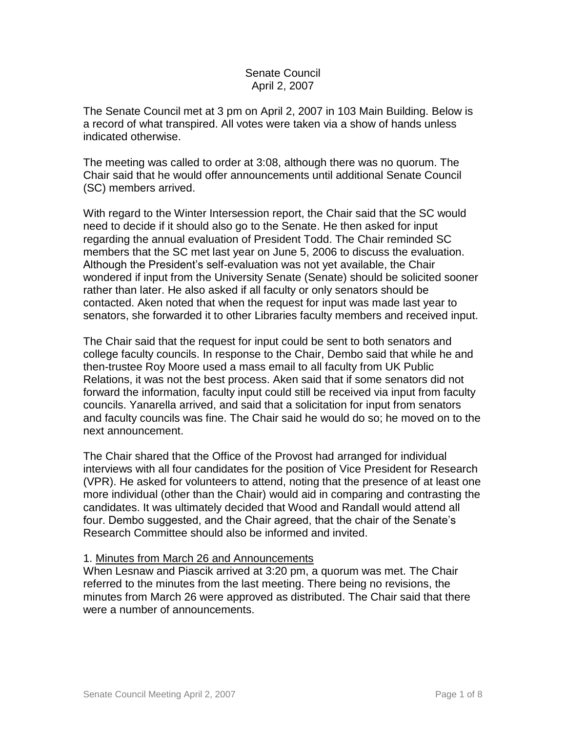Senate Council
April 2, 2007

The Senate Council met at 3 pm on April 2, 2007 in 103 Main Building. Below is a record of what transpired. All votes were taken via a show of hands unless indicated otherwise.

The meeting was called to order at 3:08, although there was no quorum. The Chair said that he would offer announcements until additional Senate Council (SC) members arrived.

With regard to the Winter Intersession report, the Chair said that the SC would need to decide if it should also go to the Senate. He then asked for input regarding the annual evaluation of President Todd. The Chair reminded SC members that the SC met last year on June 5, 2006 to discuss the evaluation. Although the President's self-evaluation was not yet available, the Chair wondered if input from the University Senate (Senate) should be solicited sooner rather than later. He also asked if all faculty or only senators should be contacted. Aken noted that when the request for input was made last year to senators, she forwarded it to other Libraries faculty members and received input.

The Chair said that the request for input could be sent to both senators and college faculty councils. In response to the Chair, Dembo said that while he and then-trustee Roy Moore used a mass email to all faculty from UK Public Relations, it was not the best process. Aken said that if some senators did not forward the information, faculty input could still be received via input from faculty councils. Yanarella arrived, and said that a solicitation for input from senators and faculty councils was fine. The Chair said he would do so; he moved on to the next announcement.

The Chair shared that the Office of the Provost had arranged for individual interviews with all four candidates for the position of Vice President for Research (VPR). He asked for volunteers to attend, noting that the presence of at least one more individual (other than the Chair) would aid in comparing and contrasting the candidates. It was ultimately decided that Wood and Randall would attend all four. Dembo suggested, and the Chair agreed, that the chair of the Senate's Research Committee should also be informed and invited.

1. Minutes from March 26 and Announcements

When Lesnaw and Piascik arrived at 3:20 pm, a quorum was met. The Chair referred to the minutes from the last meeting. There being no revisions, the minutes from March 26 were approved as distributed. The Chair said that there were a number of announcements.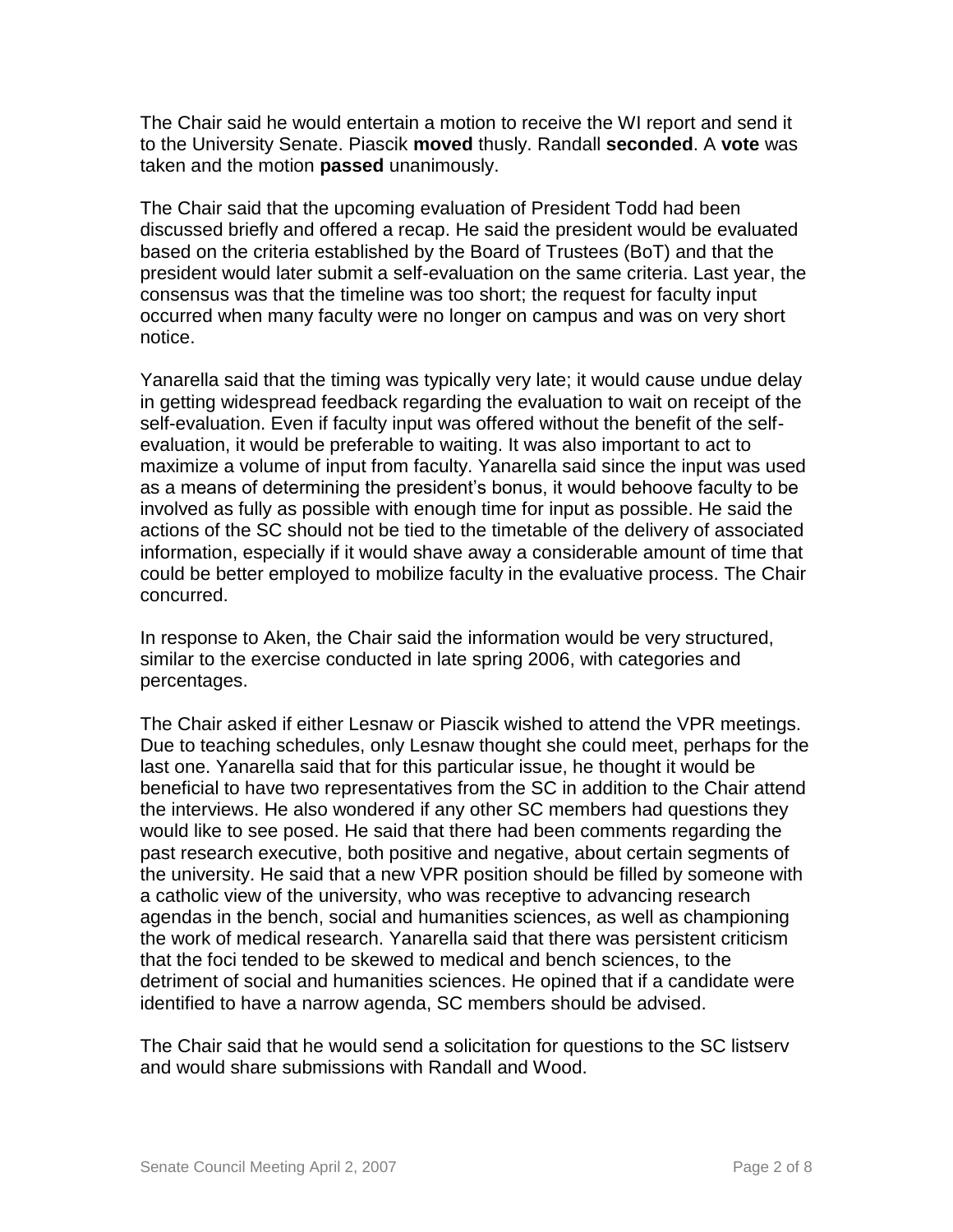The Chair said he would entertain a motion to receive the WI report and send it to the University Senate. Piascik **moved** thusly. Randall **seconded**. A **vote** was taken and the motion **passed** unanimously.

The Chair said that the upcoming evaluation of President Todd had been discussed briefly and offered a recap. He said the president would be evaluated based on the criteria established by the Board of Trustees (BoT) and that the president would later submit a self-evaluation on the same criteria. Last year, the consensus was that the timeline was too short; the request for faculty input occurred when many faculty were no longer on campus and was on very short notice.

Yanarella said that the timing was typically very late; it would cause undue delay in getting widespread feedback regarding the evaluation to wait on receipt of the self-evaluation. Even if faculty input was offered without the benefit of the self-evaluation, it would be preferable to waiting. It was also important to act to maximize a volume of input from faculty. Yanarella said since the input was used as a means of determining the president's bonus, it would behoove faculty to be involved as fully as possible with enough time for input as possible. He said the actions of the SC should not be tied to the timetable of the delivery of associated information, especially if it would shave away a considerable amount of time that could be better employed to mobilize faculty in the evaluative process. The Chair concurred.

In response to Aken, the Chair said the information would be very structured, similar to the exercise conducted in late spring 2006, with categories and percentages.

The Chair asked if either Lesnaw or Piascik wished to attend the VPR meetings. Due to teaching schedules, only Lesnaw thought she could meet, perhaps for the last one. Yanarella said that for this particular issue, he thought it would be beneficial to have two representatives from the SC in addition to the Chair attend the interviews. He also wondered if any other SC members had questions they would like to see posed. He said that there had been comments regarding the past research executive, both positive and negative, about certain segments of the university. He said that a new VPR position should be filled by someone with a catholic view of the university, who was receptive to advancing research agendas in the bench, social and humanities sciences, as well as championing the work of medical research. Yanarella said that there was persistent criticism that the foci tended to be skewed to medical and bench sciences, to the detriment of social and humanities sciences. He opined that if a candidate were identified to have a narrow agenda, SC members should be advised.

The Chair said that he would send a solicitation for questions to the SC listserv and would share submissions with Randall and Wood.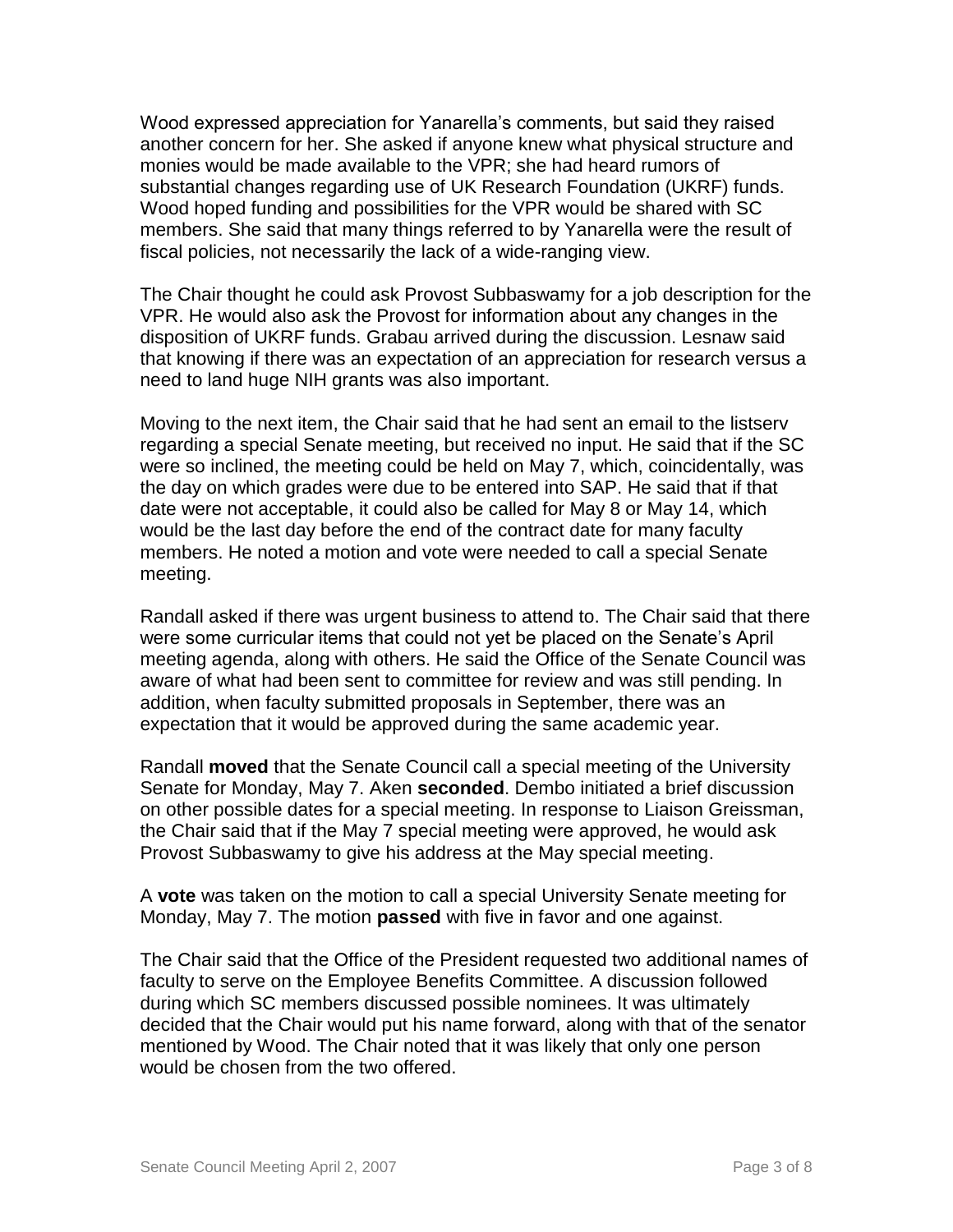Wood expressed appreciation for Yanarella's comments, but said they raised another concern for her. She asked if anyone knew what physical structure and monies would be made available to the VPR; she had heard rumors of substantial changes regarding use of UK Research Foundation (UKRF) funds. Wood hoped funding and possibilities for the VPR would be shared with SC members. She said that many things referred to by Yanarella were the result of fiscal policies, not necessarily the lack of a wide-ranging view.

The Chair thought he could ask Provost Subbaswamy for a job description for the VPR. He would also ask the Provost for information about any changes in the disposition of UKRF funds. Grabau arrived during the discussion. Lesnaw said that knowing if there was an expectation of an appreciation for research versus a need to land huge NIH grants was also important.

Moving to the next item, the Chair said that he had sent an email to the listserv regarding a special Senate meeting, but received no input. He said that if the SC were so inclined, the meeting could be held on May 7, which, coincidentally, was the day on which grades were due to be entered into SAP. He said that if that date were not acceptable, it could also be called for May 8 or May 14, which would be the last day before the end of the contract date for many faculty members. He noted a motion and vote were needed to call a special Senate meeting.

Randall asked if there was urgent business to attend to. The Chair said that there were some curricular items that could not yet be placed on the Senate's April meeting agenda, along with others. He said the Office of the Senate Council was aware of what had been sent to committee for review and was still pending. In addition, when faculty submitted proposals in September, there was an expectation that it would be approved during the same academic year.

Randall **moved** that the Senate Council call a special meeting of the University Senate for Monday, May 7. Aken **seconded**. Dembo initiated a brief discussion on other possible dates for a special meeting. In response to Liaison Greissman, the Chair said that if the May 7 special meeting were approved, he would ask Provost Subbaswamy to give his address at the May special meeting.

A **vote** was taken on the motion to call a special University Senate meeting for Monday, May 7. The motion **passed** with five in favor and one against.

The Chair said that the Office of the President requested two additional names of faculty to serve on the Employee Benefits Committee. A discussion followed during which SC members discussed possible nominees. It was ultimately decided that the Chair would put his name forward, along with that of the senator mentioned by Wood. The Chair noted that it was likely that only one person would be chosen from the two offered.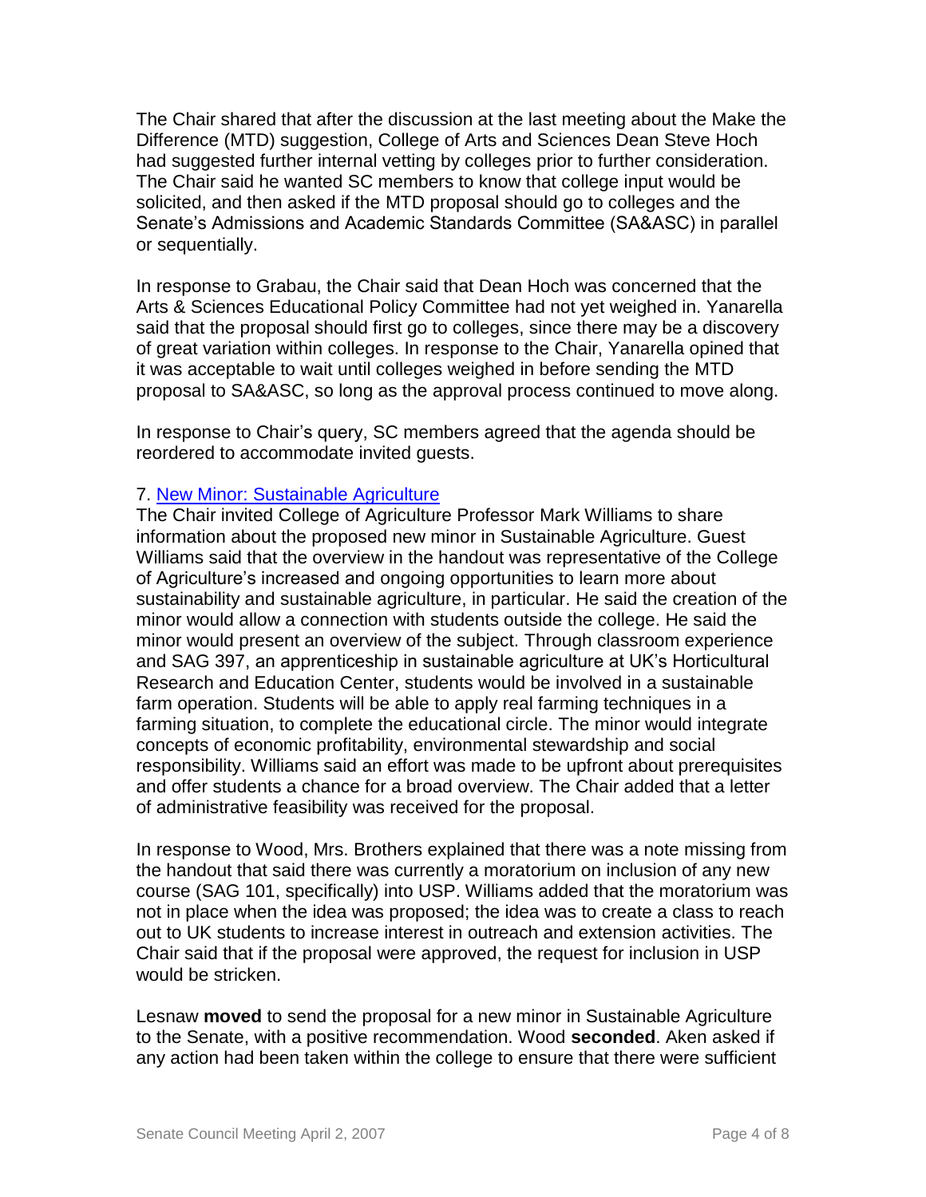The Chair shared that after the discussion at the last meeting about the Make the Difference (MTD) suggestion, College of Arts and Sciences Dean Steve Hoch had suggested further internal vetting by colleges prior to further consideration. The Chair said he wanted SC members to know that college input would be solicited, and then asked if the MTD proposal should go to colleges and the Senate's Admissions and Academic Standards Committee (SA&ASC) in parallel or sequentially.

In response to Grabau, the Chair said that Dean Hoch was concerned that the Arts & Sciences Educational Policy Committee had not yet weighed in. Yanarella said that the proposal should first go to colleges, since there may be a discovery of great variation within colleges. In response to the Chair, Yanarella opined that it was acceptable to wait until colleges weighed in before sending the MTD proposal to SA&ASC, so long as the approval process continued to move along.

In response to Chair's query, SC members agreed that the agenda should be reordered to accommodate invited guests.

7. New Minor: Sustainable Agriculture

The Chair invited College of Agriculture Professor Mark Williams to share information about the proposed new minor in Sustainable Agriculture. Guest Williams said that the overview in the handout was representative of the College of Agriculture's increased and ongoing opportunities to learn more about sustainability and sustainable agriculture, in particular. He said the creation of the minor would allow a connection with students outside the college. He said the minor would present an overview of the subject. Through classroom experience and SAG 397, an apprenticeship in sustainable agriculture at UK's Horticultural Research and Education Center, students would be involved in a sustainable farm operation. Students will be able to apply real farming techniques in a farming situation, to complete the educational circle. The minor would integrate concepts of economic profitability, environmental stewardship and social responsibility. Williams said an effort was made to be upfront about prerequisites and offer students a chance for a broad overview. The Chair added that a letter of administrative feasibility was received for the proposal.

In response to Wood, Mrs. Brothers explained that there was a note missing from the handout that said there was currently a moratorium on inclusion of any new course (SAG 101, specifically) into USP. Williams added that the moratorium was not in place when the idea was proposed; the idea was to create a class to reach out to UK students to increase interest in outreach and extension activities. The Chair said that if the proposal were approved, the request for inclusion in USP would be stricken.

Lesnaw **moved** to send the proposal for a new minor in Sustainable Agriculture to the Senate, with a positive recommendation. Wood **seconded**. Aken asked if any action had been taken within the college to ensure that there were sufficient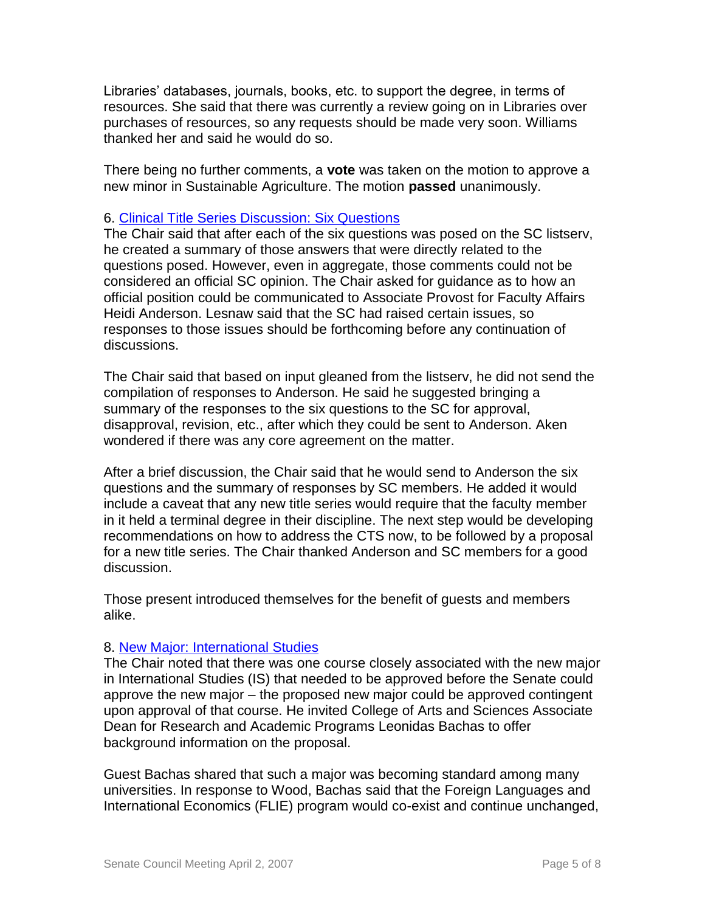Libraries' databases, journals, books, etc. to support the degree, in terms of resources. She said that there was currently a review going on in Libraries over purchases of resources, so any requests should be made very soon. Williams thanked her and said he would do so.

There being no further comments, a **vote** was taken on the motion to approve a new minor in Sustainable Agriculture. The motion **passed** unanimously.

6. Clinical Title Series Discussion: Six Questions

The Chair said that after each of the six questions was posed on the SC listserv, he created a summary of those answers that were directly related to the questions posed. However, even in aggregate, those comments could not be considered an official SC opinion. The Chair asked for guidance as to how an official position could be communicated to Associate Provost for Faculty Affairs Heidi Anderson. Lesnaw said that the SC had raised certain issues, so responses to those issues should be forthcoming before any continuation of discussions.

The Chair said that based on input gleaned from the listserv, he did not send the compilation of responses to Anderson. He said he suggested bringing a summary of the responses to the six questions to the SC for approval, disapproval, revision, etc., after which they could be sent to Anderson. Aken wondered if there was any core agreement on the matter.

After a brief discussion, the Chair said that he would send to Anderson the six questions and the summary of responses by SC members. He added it would include a caveat that any new title series would require that the faculty member in it held a terminal degree in their discipline. The next step would be developing recommendations on how to address the CTS now, to be followed by a proposal for a new title series. The Chair thanked Anderson and SC members for a good discussion.

Those present introduced themselves for the benefit of guests and members alike.

8. New Major: International Studies

The Chair noted that there was one course closely associated with the new major in International Studies (IS) that needed to be approved before the Senate could approve the new major – the proposed new major could be approved contingent upon approval of that course. He invited College of Arts and Sciences Associate Dean for Research and Academic Programs Leonidas Bachas to offer background information on the proposal.

Guest Bachas shared that such a major was becoming standard among many universities. In response to Wood, Bachas said that the Foreign Languages and International Economics (FLIE) program would co-exist and continue unchanged,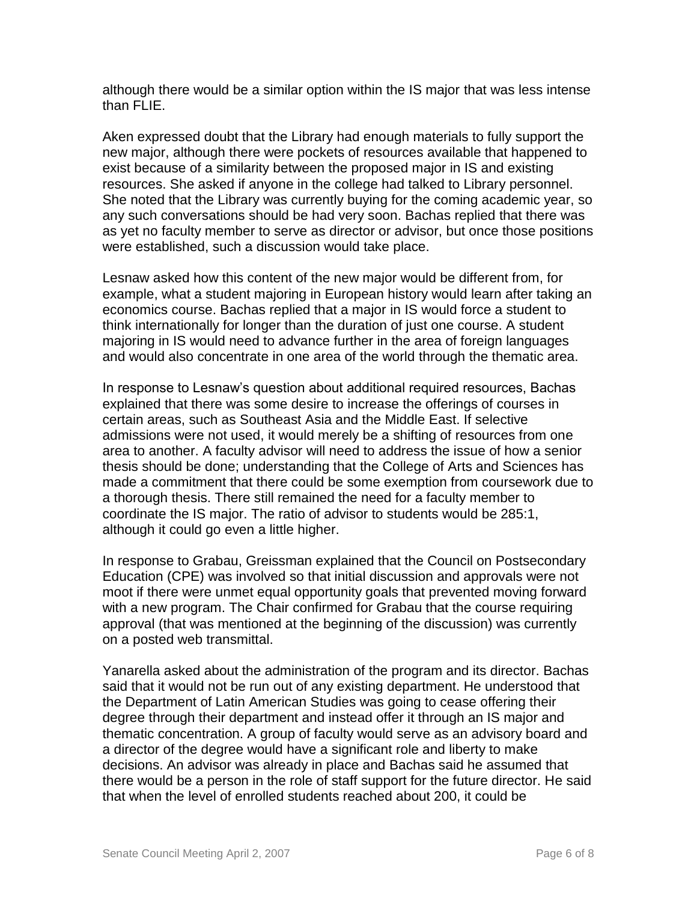although there would be a similar option within the IS major that was less intense than FLIE.

Aken expressed doubt that the Library had enough materials to fully support the new major, although there were pockets of resources available that happened to exist because of a similarity between the proposed major in IS and existing resources. She asked if anyone in the college had talked to Library personnel. She noted that the Library was currently buying for the coming academic year, so any such conversations should be had very soon. Bachas replied that there was as yet no faculty member to serve as director or advisor, but once those positions were established, such a discussion would take place.

Lesnaw asked how this content of the new major would be different from, for example, what a student majoring in European history would learn after taking an economics course. Bachas replied that a major in IS would force a student to think internationally for longer than the duration of just one course. A student majoring in IS would need to advance further in the area of foreign languages and would also concentrate in one area of the world through the thematic area.

In response to Lesnaw's question about additional required resources, Bachas explained that there was some desire to increase the offerings of courses in certain areas, such as Southeast Asia and the Middle East. If selective admissions were not used, it would merely be a shifting of resources from one area to another. A faculty advisor will need to address the issue of how a senior thesis should be done; understanding that the College of Arts and Sciences has made a commitment that there could be some exemption from coursework due to a thorough thesis. There still remained the need for a faculty member to coordinate the IS major. The ratio of advisor to students would be 285:1, although it could go even a little higher.

In response to Grabau, Greissman explained that the Council on Postsecondary Education (CPE) was involved so that initial discussion and approvals were not moot if there were unmet equal opportunity goals that prevented moving forward with a new program. The Chair confirmed for Grabau that the course requiring approval (that was mentioned at the beginning of the discussion) was currently on a posted web transmittal.

Yanarella asked about the administration of the program and its director. Bachas said that it would not be run out of any existing department. He understood that the Department of Latin American Studies was going to cease offering their degree through their department and instead offer it through an IS major and thematic concentration. A group of faculty would serve as an advisory board and a director of the degree would have a significant role and liberty to make decisions. An advisor was already in place and Bachas said he assumed that there would be a person in the role of staff support for the future director. He said that when the level of enrolled students reached about 200, it could be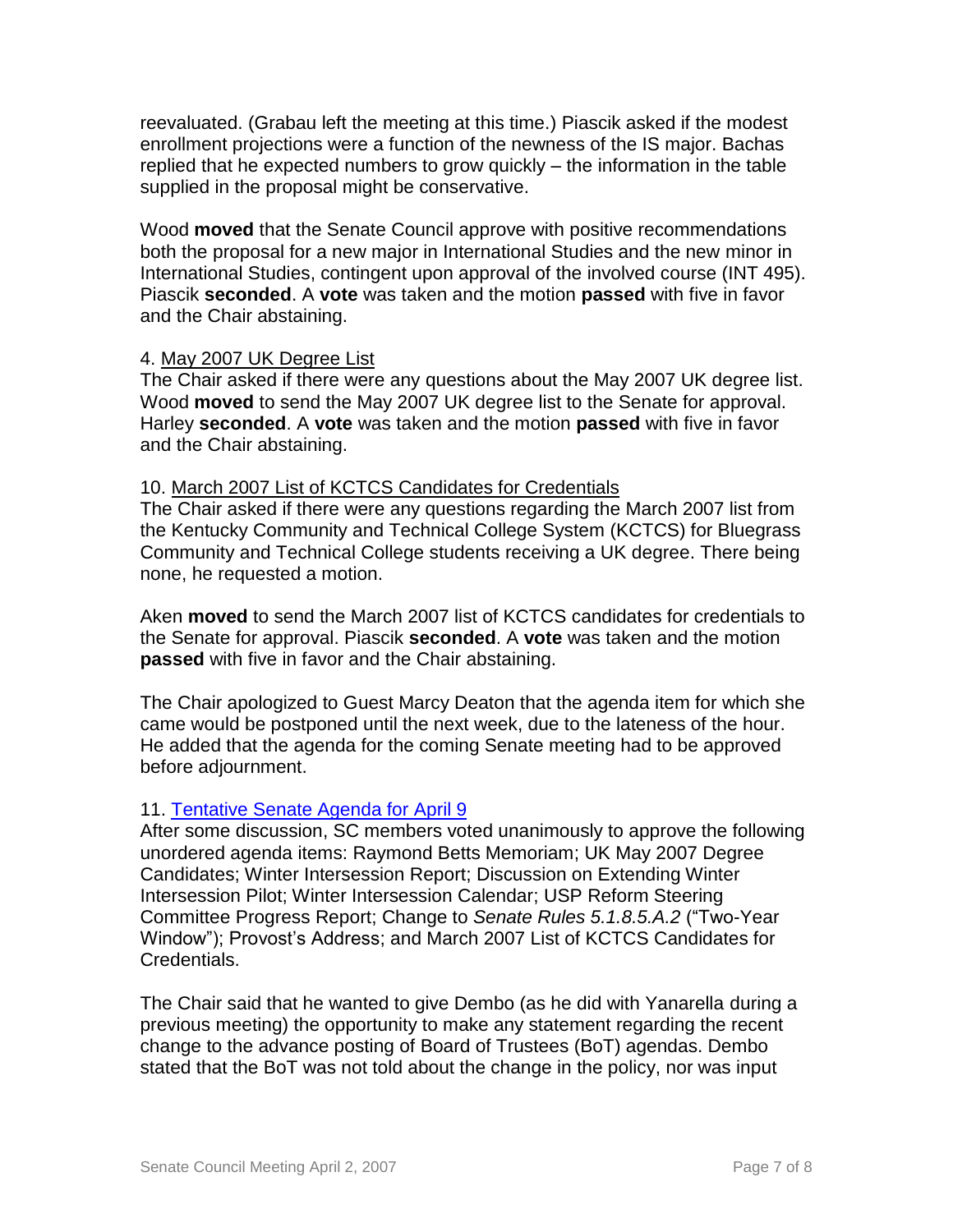reevaluated. (Grabau left the meeting at this time.) Piascik asked if the modest enrollment projections were a function of the newness of the IS major. Bachas replied that he expected numbers to grow quickly – the information in the table supplied in the proposal might be conservative.

Wood **moved** that the Senate Council approve with positive recommendations both the proposal for a new major in International Studies and the new minor in International Studies, contingent upon approval of the involved course (INT 495). Piascik **seconded**. A **vote** was taken and the motion **passed** with five in favor and the Chair abstaining.

4. May 2007 UK Degree List

The Chair asked if there were any questions about the May 2007 UK degree list. Wood **moved** to send the May 2007 UK degree list to the Senate for approval. Harley **seconded**. A **vote** was taken and the motion **passed** with five in favor and the Chair abstaining.

10. March 2007 List of KCTCS Candidates for Credentials

The Chair asked if there were any questions regarding the March 2007 list from the Kentucky Community and Technical College System (KCTCS) for Bluegrass Community and Technical College students receiving a UK degree. There being none, he requested a motion.

Aken **moved** to send the March 2007 list of KCTCS candidates for credentials to the Senate for approval. Piascik **seconded**. A **vote** was taken and the motion **passed** with five in favor and the Chair abstaining.

The Chair apologized to Guest Marcy Deaton that the agenda item for which she came would be postponed until the next week, due to the lateness of the hour. He added that the agenda for the coming Senate meeting had to be approved before adjournment.

11. Tentative Senate Agenda for April 9

After some discussion, SC members voted unanimously to approve the following unordered agenda items: Raymond Betts Memoriam; UK May 2007 Degree Candidates; Winter Intersession Report; Discussion on Extending Winter Intersession Pilot; Winter Intersession Calendar; USP Reform Steering Committee Progress Report; Change to *Senate Rules 5.1.8.5.A.2* ("Two-Year Window"); Provost's Address; and March 2007 List of KCTCS Candidates for Credentials.

The Chair said that he wanted to give Dembo (as he did with Yanarella during a previous meeting) the opportunity to make any statement regarding the recent change to the advance posting of Board of Trustees (BoT) agendas. Dembo stated that the BoT was not told about the change in the policy, nor was input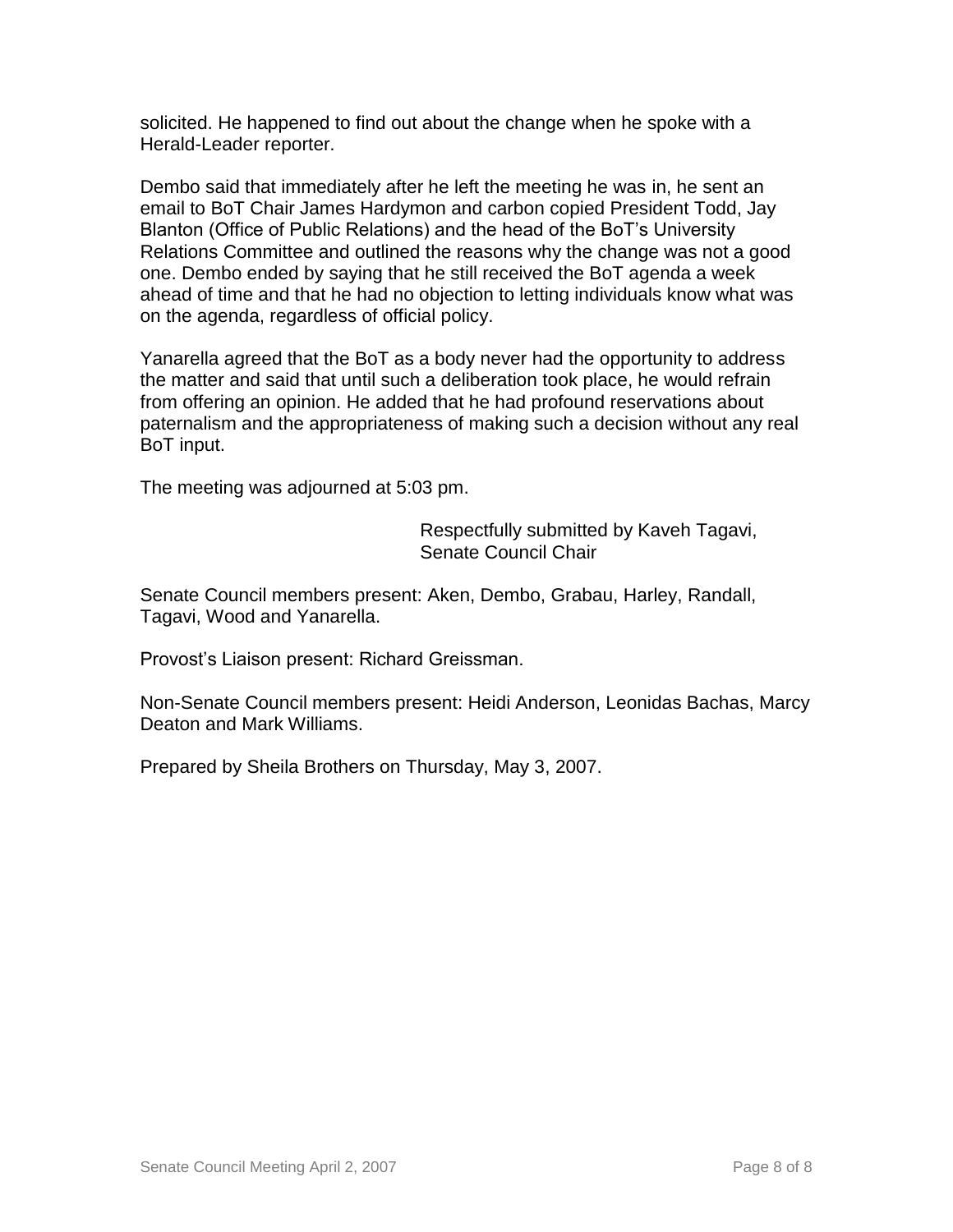solicited. He happened to find out about the change when he spoke with a Herald-Leader reporter.

Dembo said that immediately after he left the meeting he was in, he sent an email to BoT Chair James Hardymon and carbon copied President Todd, Jay Blanton (Office of Public Relations) and the head of the BoT's University Relations Committee and outlined the reasons why the change was not a good one. Dembo ended by saying that he still received the BoT agenda a week ahead of time and that he had no objection to letting individuals know what was on the agenda, regardless of official policy.

Yanarella agreed that the BoT as a body never had the opportunity to address the matter and said that until such a deliberation took place, he would refrain from offering an opinion. He added that he had profound reservations about paternalism and the appropriateness of making such a decision without any real BoT input.

The meeting was adjourned at 5:03 pm.

Respectfully submitted by Kaveh Tagavi,
Senate Council Chair

Senate Council members present: Aken, Dembo, Grabau, Harley, Randall, Tagavi, Wood and Yanarella.

Provost's Liaison present: Richard Greissman.

Non-Senate Council members present: Heidi Anderson, Leonidas Bachas, Marcy Deaton and Mark Williams.

Prepared by Sheila Brothers on Thursday, May 3, 2007.